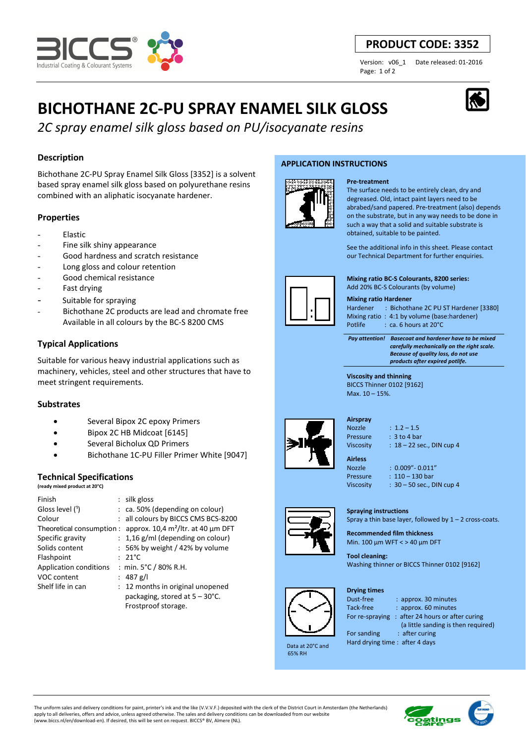**PRODUCT CODE: 3352**

Version: v06_1 Date released: 01-2016

# BICHOTHANE 2C-PU SPRAY ENAMEL SILK GLOSS

*2C spray enamel silk gloss based on PU/isocyanate resins*

## Description

Bichothane 2C-PU Spray Enamel Silk Gloss [3352] is a solvent based spray enamel silk gloss based on polyurethane resins combined with an aliphatic isocyanate hardener.

## Properties

- Elastic
- Fine silk shiny appearance
- Good hardness and scratch resistance
- Long gloss and colour retention
- Good chemical resistance
- Fast drying
- Suitable for spraying
- Bichothane 2C products are lead and chromate free
  Available in all colours by the BC-S 8200 CMS

## Typical Applications

Suitable for various heavy industrial applications such as machinery, vehicles, steel and other structures that have to meet stringent requirements.

## Substrates

- Several Bipox 2C epoxy Primers
- Bipox 2C HB Midcoat [6145]
- Several Bicholux QD Primers
- Bichothane 1C-PU Filler Primer White [9047]

## Technical Specifications

**(ready mixed product at 20°C)**

| | |
|---|---|
| Finish | : silk gloss |
| Gloss level (¹) | : ca. 50% (depending on colour) |
| Colour | : all colours by BICCS CMS BCS-8200 |
| Theoretical consumption | : approx. 10,4 m²/ltr. at 40 µm DFT |
| Specific gravity | : 1,16 g/ml (depending on colour) |
| Solids content | : 56% by weight / 42% by volume |
| Flashpoint | : 21°C |
| Application conditions | : min. 5°C / 80% R.H. |
| VOC content | : 487 g/l |
| Shelf life in can | : 12 months in original unopened packaging, stored at 5 – 30°C. Frostproof storage. |

## APPLICATION INSTRUCTIONS

**Pre-treatment**

The surface needs to be entirely clean, dry and degreased. Old, intact paint layers need to be abraded/sand papered. Pre-treatment (also) depends on the substrate, but in any way needs to be done in such a way that a solid and suitable substrate is obtained, suitable to be painted.

See the additional info in this sheet. Please contact our Technical Department for further enquiries.

**Mixing ratio BC-S Colourants, 8200 series:**

Add 20% BC-S Colourants (by volume)

**Mixing ratio Hardener**

| | |
|---|---|
| Hardener | : Bichothane 2C PU ST Hardener [3380] |
| Mixing ratio | : 4:1 by volume (base:hardener) |
| Potlife | : ca. 6 hours at 20°C |

***Pay attention! Basecoat and hardener have to be mixed carefully mechanically on the right scale. Because of quality loss, do not use products after expired potlife.***

**Viscosity and thinning**

BICCS Thinner 0102 [9162]

Max. 10 – 15%.

**Airspray**

| | |
|---|---|
| Nozzle | : 1.2 – 1.5 |
| Pressure | : 3 to 4 bar |
| Viscosity | : 18 – 22 sec., DIN cup 4 |

**Airless**

| | |
|---|---|
| Nozzle | : 0.009"- 0.011" |
| Pressure | : 110 – 130 bar |
| Viscosity | : 30 – 50 sec., DIN cup 4 |

**Spraying instructions**

Spray a thin base layer, followed by 1 – 2 cross-coats.

**Recommended film thickness**

Min. 100 µm WFT < > 40 µm DFT

**Tool cleaning:**

Washing thinner or BICCS Thinner 0102 [9162]

**Drying times**

| | |
|---|---|
| Dust-free | : approx. 30 minutes |
| Tack-free | : approx. 60 minutes |
| For re-spraying | : after 24 hours or after curing (a little sanding is then required) |
| For sanding | : after curing |
| Hard drying time | : after 4 days |

Data at 20°C and 65% RH

The uniform sales and delivery conditions for paint, printer's ink and the like (V.V.V.F.) deposited with the clerk of the District Court in Amsterdam (the Netherlands) apply to all deliveries, offers and advice, unless agreed otherwise. The sales and delivery conditions can be downloaded from our website (www.biccs.nl/en/download-en). If desired, this will be sent on request. BICCS® BV, Almere (NL).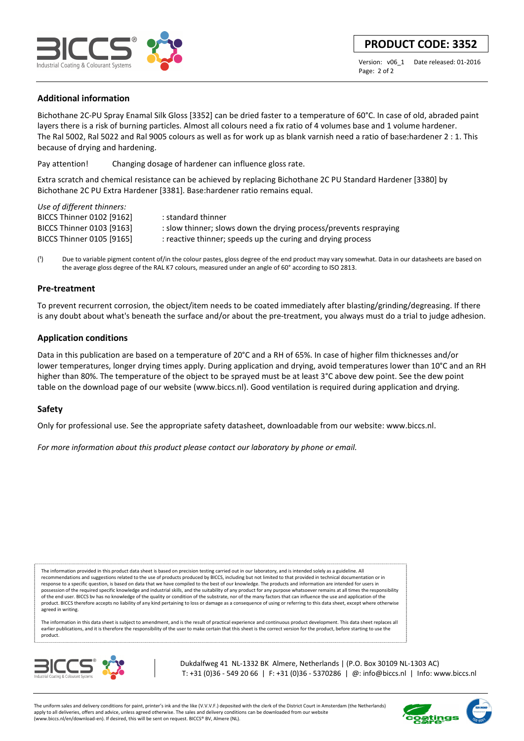## Additional information

Bichothane 2C-PU Spray Enamal Silk Gloss [3352] can be dried faster to a temperature of 60°C. In case of old, abraded paint layers there is a risk of burning particles. Almost all colours need a fix ratio of 4 volumes base and 1 volume hardener. The Ral 5002, Ral 5022 and Ral 9005 colours as well as for work up as blank varnish need a ratio of base:hardener 2 : 1. This because of drying and hardening.

Pay attention! Changing dosage of hardener can influence gloss rate.

Extra scratch and chemical resistance can be achieved by replacing Bichothane 2C PU Standard Hardener [3380] by Bichothane 2C PU Extra Hardener [3381]. Base:hardener ratio remains equal.

*Use of different thinners:*

| | |
|---|---|
| BICCS Thinner 0102 [9162] | : standard thinner |
| BICCS Thinner 0103 [9163] | : slow thinner; slows down the drying process/prevents respraying |
| BICCS Thinner 0105 [9165] | : reactive thinner; speeds up the curing and drying process |

([1]) Due to variable pigment content of/in the colour pastes, gloss degree of the end product may vary somewhat. Data in our datasheets are based on the average gloss degree of the RAL K7 colours, measured under an angle of 60° according to ISO 2813.

## Pre-treatment

To prevent recurrent corrosion, the object/item needs to be coated immediately after blasting/grinding/degreasing. If there is any doubt about what's beneath the surface and/or about the pre-treatment, you always must do a trial to judge adhesion.

## Application conditions

Data in this publication are based on a temperature of 20°C and a RH of 65%. In case of higher film thicknesses and/or lower temperatures, longer drying times apply. During application and drying, avoid temperatures lower than 10°C and an RH higher than 80%. The temperature of the object to be sprayed must be at least 3°C above dew point. See the dew point table on the download page of our website (www.biccs.nl). Good ventilation is required during application and drying.

## Safety

Only for professional use. See the appropriate safety datasheet, downloadable from our website: www.biccs.nl.

*For more information about this product please contact our laboratory by phone or email.*

The information provided in this product data sheet is based on precision testing carried out in our laboratory, and is intended solely as a guideline. All recommendations and suggestions related to the use of products produced by BICCS, including but not limited to that provided in technical documentation or in response to a specific question, is based on data that we have compiled to the best of our knowledge. The products and information are intended for users in possession of the required specific knowledge and industrial skills, and the suitability of any product for any purpose whatsoever remains at all times the responsibility of the end user. BICCS bv has no knowledge of the quality or condition of the substrate, nor of the many factors that can influence the use and application of the product. BICCS therefore accepts no liability of any kind pertaining to loss or damage as a consequence of using or referring to this data sheet, except where otherwise agreed in writing.

The information in this data sheet is subject to amendment, and is the result of practical experience and continuous product development. This data sheet replaces all earlier publications, and it is therefore the responsibility of the user to make certain that this sheet is the correct version for the product, before starting to use the product.

Dukdalfweg 41 NL-1332 BK Almere, Netherlands | (P.O. Box 30109 NL-1303 AC)
T: +31 (0)36 - 549 20 66 | F: +31 (0)36 - 5370286 | @: info@biccs.nl | Info: www.biccs.nl

The uniform sales and delivery conditions for paint, printer's ink and the like (V.V.V.F.) deposited with the clerk of the District Court in Amsterdam (the Netherlands) apply to all deliveries, offers and advice, unless agreed otherwise. The sales and delivery conditions can be downloaded from our website (www.biccs.nl/en/download-en). If desired, this will be sent on request. BICCS® BV, Almere (NL).